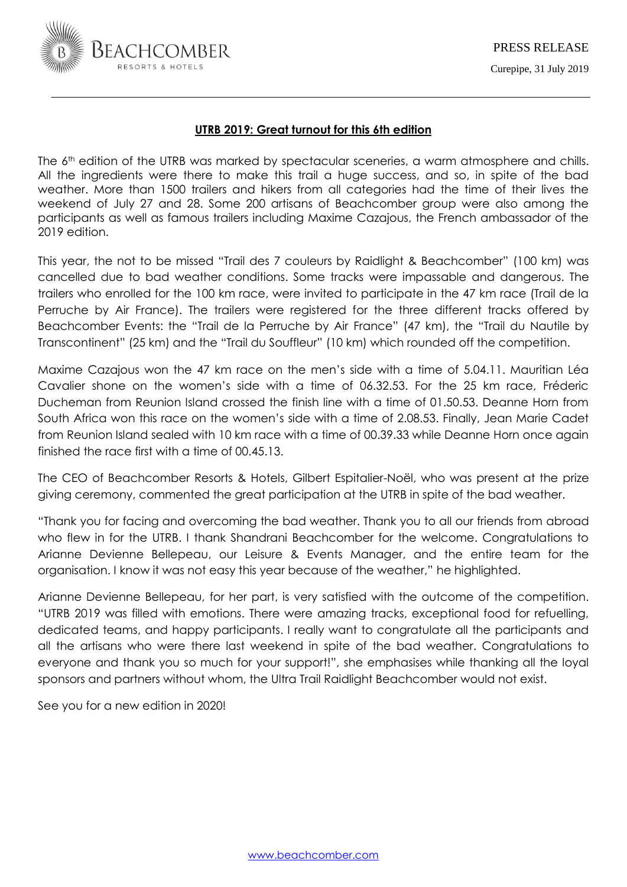PRESS RELEASE

Curepipe, 31 July 2019

## UTRB 2019: Great turnout for this 6th edition

The 6th edition of the UTRB was marked by spectacular sceneries, a warm atmosphere and chills. All the ingredients were there to make this trail a huge success, and so, in spite of the bad weather. More than 1500 trailers and hikers from all categories had the time of their lives the weekend of July 27 and 28. Some 200 artisans of Beachcomber group were also among the participants as well as famous trailers including Maxime Cazajous, the French ambassador of the 2019 edition.

This year, the not to be missed "Trail des 7 couleurs by Raidlight & Beachcomber" (100 km) was cancelled due to bad weather conditions. Some tracks were impassable and dangerous. The trailers who enrolled for the 100 km race, were invited to participate in the 47 km race (Trail de la Perruche by Air France). The trailers were registered for the three different tracks offered by Beachcomber Events: the "Trail de la Perruche by Air France" (47 km), the "Trail du Nautile by Transcontinent" (25 km) and the "Trail du Souffleur" (10 km) which rounded off the competition.

Maxime Cazajous won the 47 km race on the men's side with a time of 5.04.11. Mauritian Léa Cavalier shone on the women's side with a time of 06.32.53. For the 25 km race, Fréderic Ducheman from Reunion Island crossed the finish line with a time of 01.50.53. Deanne Horn from South Africa won this race on the women's side with a time of 2.08.53. Finally, Jean Marie Cadet from Reunion Island sealed with 10 km race with a time of 00.39.33 while Deanne Horn once again finished the race first with a time of 00.45.13.

The CEO of Beachcomber Resorts & Hotels, Gilbert Espitalier-Noël, who was present at the prize giving ceremony, commented the great participation at the UTRB in spite of the bad weather.

"Thank you for facing and overcoming the bad weather. Thank you to all our friends from abroad who flew in for the UTRB. I thank Shandrani Beachcomber for the welcome. Congratulations to Arianne Devienne Bellepeau, our Leisure & Events Manager, and the entire team for the organisation. I know it was not easy this year because of the weather," he highlighted.

Arianne Devienne Bellepeau, for her part, is very satisfied with the outcome of the competition. "UTRB 2019 was filled with emotions. There were amazing tracks, exceptional food for refuelling, dedicated teams, and happy participants. I really want to congratulate all the participants and all the artisans who were there last weekend in spite of the bad weather. Congratulations to everyone and thank you so much for your support!", she emphasises while thanking all the loyal sponsors and partners without whom, the Ultra Trail Raidlight Beachcomber would not exist.

See you for a new edition in 2020!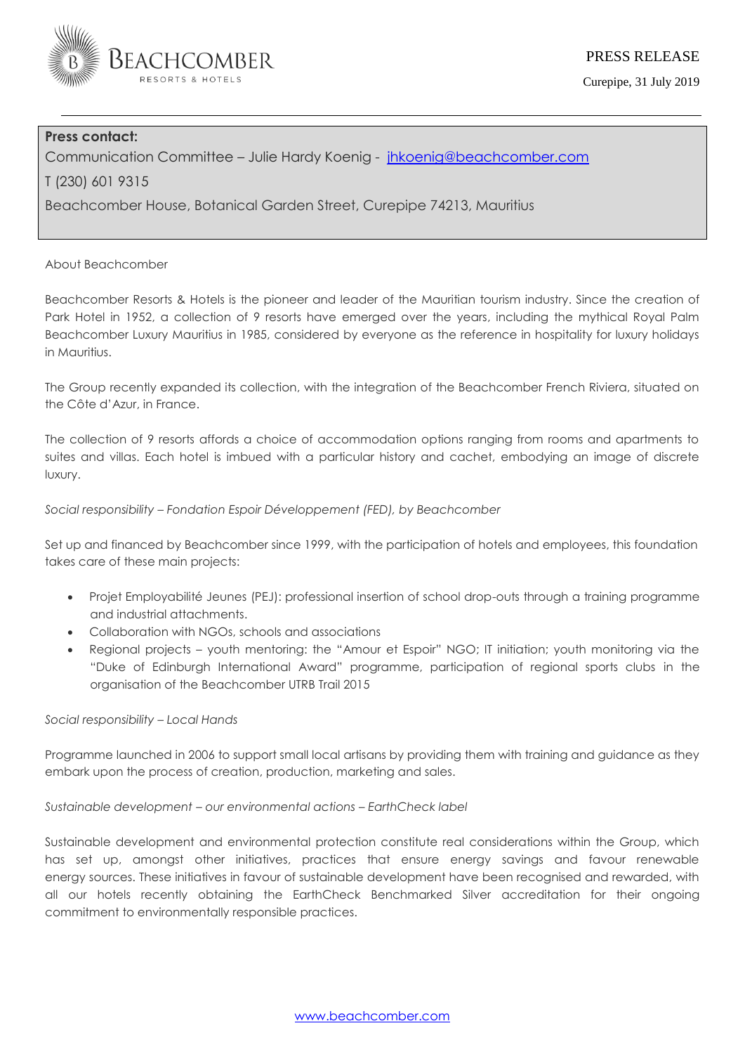PRESS RELEASE

Curepipe, 31 July 2019

**Press contact:**

Communication Committee – Julie Hardy Koenig - [jhkoenig@beachcomber.com](mailto:jhkoenig@beachcomber.com)

T (230) 601 9315

Beachcomber House, Botanical Garden Street, Curepipe 74213, Mauritius

About Beachcomber

Beachcomber Resorts & Hotels is the pioneer and leader of the Mauritian tourism industry. Since the creation of Park Hotel in 1952, a collection of 9 resorts have emerged over the years, including the mythical Royal Palm Beachcomber Luxury Mauritius in 1985, considered by everyone as the reference in hospitality for luxury holidays in Mauritius.

The Group recently expanded its collection, with the integration of the Beachcomber French Riviera, situated on the Côte d'Azur, in France.

The collection of 9 resorts affords a choice of accommodation options ranging from rooms and apartments to suites and villas. Each hotel is imbued with a particular history and cachet, embodying an image of discrete luxury.

*Social responsibility – Fondation Espoir Développement (FED), by Beachcomber*

Set up and financed by Beachcomber since 1999, with the participation of hotels and employees, this foundation takes care of these main projects:

- Projet Employabilité Jeunes (PEJ): professional insertion of school drop-outs through a training programme and industrial attachments.
- Collaboration with NGOs, schools and associations
- Regional projects – youth mentoring: the "Amour et Espoir" NGO; IT initiation; youth monitoring via the "Duke of Edinburgh International Award" programme, participation of regional sports clubs in the organisation of the Beachcomber UTRB Trail 2015

*Social responsibility – Local Hands*

Programme launched in 2006 to support small local artisans by providing them with training and guidance as they embark upon the process of creation, production, marketing and sales.

*Sustainable development – our environmental actions – EarthCheck label*

Sustainable development and environmental protection constitute real considerations within the Group, which has set up, amongst other initiatives, practices that ensure energy savings and favour renewable energy sources. These initiatives in favour of sustainable development have been recognised and rewarded, with all our hotels recently obtaining the EarthCheck Benchmarked Silver accreditation for their ongoing commitment to environmentally responsible practices.

[www.beachcomber.com](http://www.beachcomber.com)